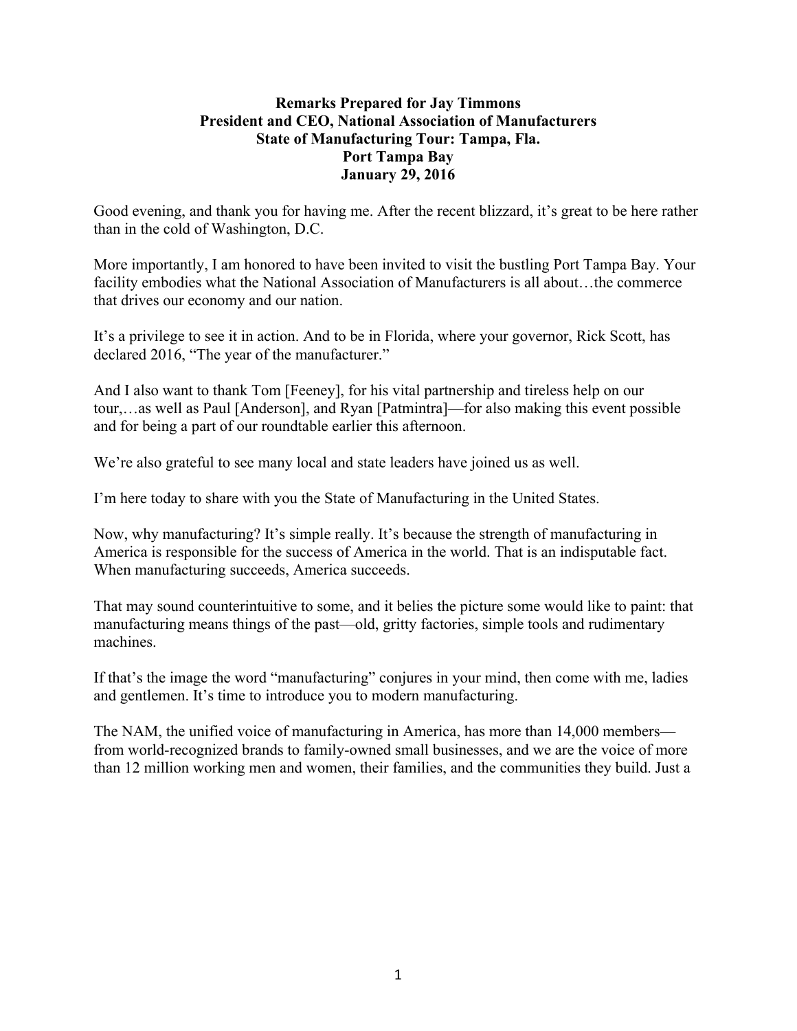**Remarks Prepared for Jay Timmons**
**President and CEO, National Association of Manufacturers**
**State of Manufacturing Tour: Tampa, Fla.**
**Port Tampa Bay**
**January 29, 2016**

Good evening, and thank you for having me. After the recent blizzard, it's great to be here rather than in the cold of Washington, D.C.

More importantly, I am honored to have been invited to visit the bustling Port Tampa Bay. Your facility embodies what the National Association of Manufacturers is all about…the commerce that drives our economy and our nation.

It's a privilege to see it in action. And to be in Florida, where your governor, Rick Scott, has declared 2016, "The year of the manufacturer."

And I also want to thank Tom [Feeney], for his vital partnership and tireless help on our tour,…as well as Paul [Anderson], and Ryan [Patmintra]—for also making this event possible and for being a part of our roundtable earlier this afternoon.

We're also grateful to see many local and state leaders have joined us as well.

I'm here today to share with you the State of Manufacturing in the United States.

Now, why manufacturing? It's simple really. It's because the strength of manufacturing in America is responsible for the success of America in the world. That is an indisputable fact. When manufacturing succeeds, America succeeds.

That may sound counterintuitive to some, and it belies the picture some would like to paint: that manufacturing means things of the past—old, gritty factories, simple tools and rudimentary machines.

If that's the image the word "manufacturing" conjures in your mind, then come with me, ladies and gentlemen. It's time to introduce you to modern manufacturing.

The NAM, the unified voice of manufacturing in America, has more than 14,000 members—from world-recognized brands to family-owned small businesses, and we are the voice of more than 12 million working men and women, their families, and the communities they build. Just a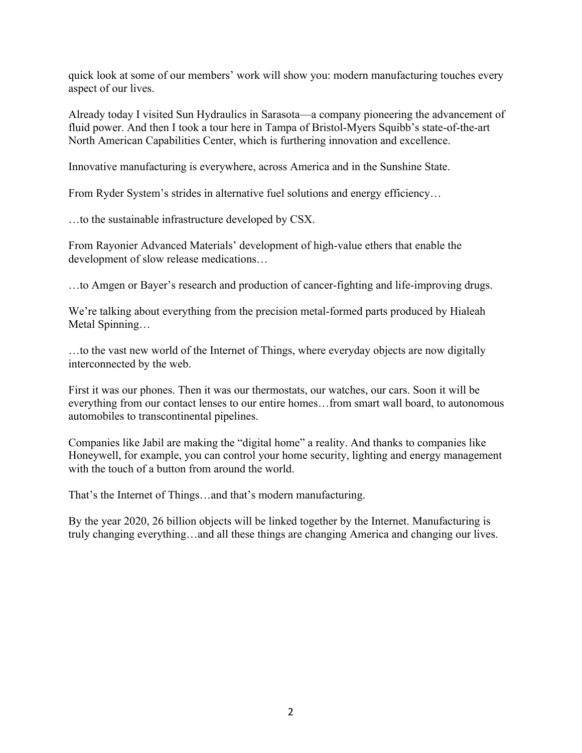quick look at some of our members' work will show you: modern manufacturing touches every aspect of our lives.

Already today I visited Sun Hydraulics in Sarasota—a company pioneering the advancement of fluid power. And then I took a tour here in Tampa of Bristol-Myers Squibb's state-of-the-art North American Capabilities Center, which is furthering innovation and excellence.

Innovative manufacturing is everywhere, across America and in the Sunshine State.

From Ryder System's strides in alternative fuel solutions and energy efficiency…

…to the sustainable infrastructure developed by CSX.

From Rayonier Advanced Materials' development of high-value ethers that enable the development of slow release medications…

…to Amgen or Bayer's research and production of cancer-fighting and life-improving drugs.

We're talking about everything from the precision metal-formed parts produced by Hialeah Metal Spinning…

…to the vast new world of the Internet of Things, where everyday objects are now digitally interconnected by the web.

First it was our phones. Then it was our thermostats, our watches, our cars. Soon it will be everything from our contact lenses to our entire homes…from smart wall board, to autonomous automobiles to transcontinental pipelines.

Companies like Jabil are making the "digital home" a reality. And thanks to companies like Honeywell, for example, you can control your home security, lighting and energy management with the touch of a button from around the world.

That's the Internet of Things…and that's modern manufacturing.

By the year 2020, 26 billion objects will be linked together by the Internet. Manufacturing is truly changing everything…and all these things are changing America and changing our lives.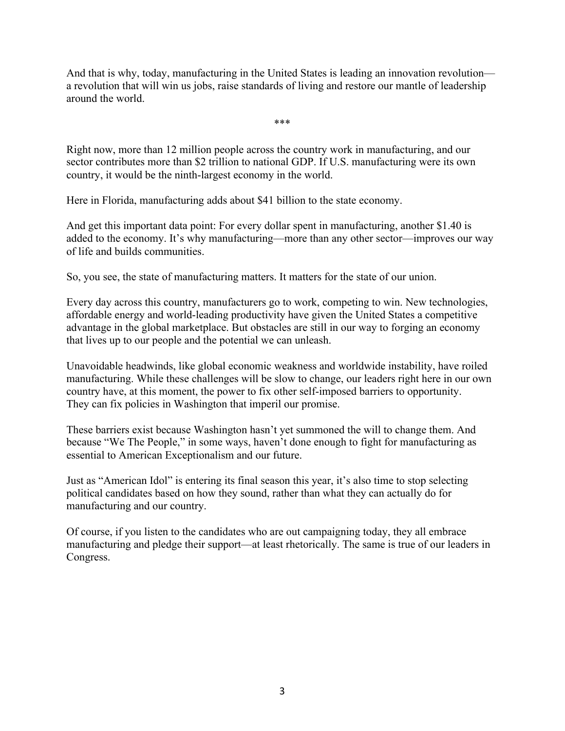And that is why, today, manufacturing in the United States is leading an innovation revolution—a revolution that will win us jobs, raise standards of living and restore our mantle of leadership around the world.

***

Right now, more than 12 million people across the country work in manufacturing, and our sector contributes more than $2 trillion to national GDP. If U.S. manufacturing were its own country, it would be the ninth-largest economy in the world.

Here in Florida, manufacturing adds about $41 billion to the state economy.

And get this important data point: For every dollar spent in manufacturing, another $1.40 is added to the economy. It's why manufacturing—more than any other sector—improves our way of life and builds communities.

So, you see, the state of manufacturing matters. It matters for the state of our union.

Every day across this country, manufacturers go to work, competing to win. New technologies, affordable energy and world-leading productivity have given the United States a competitive advantage in the global marketplace. But obstacles are still in our way to forging an economy that lives up to our people and the potential we can unleash.

Unavoidable headwinds, like global economic weakness and worldwide instability, have roiled manufacturing. While these challenges will be slow to change, our leaders right here in our own country have, at this moment, the power to fix other self-imposed barriers to opportunity. They can fix policies in Washington that imperil our promise.

These barriers exist because Washington hasn't yet summoned the will to change them. And because "We The People," in some ways, haven't done enough to fight for manufacturing as essential to American Exceptionalism and our future.

Just as "American Idol" is entering its final season this year, it's also time to stop selecting political candidates based on how they sound, rather than what they can actually do for manufacturing and our country.

Of course, if you listen to the candidates who are out campaigning today, they all embrace manufacturing and pledge their support—at least rhetorically. The same is true of our leaders in Congress.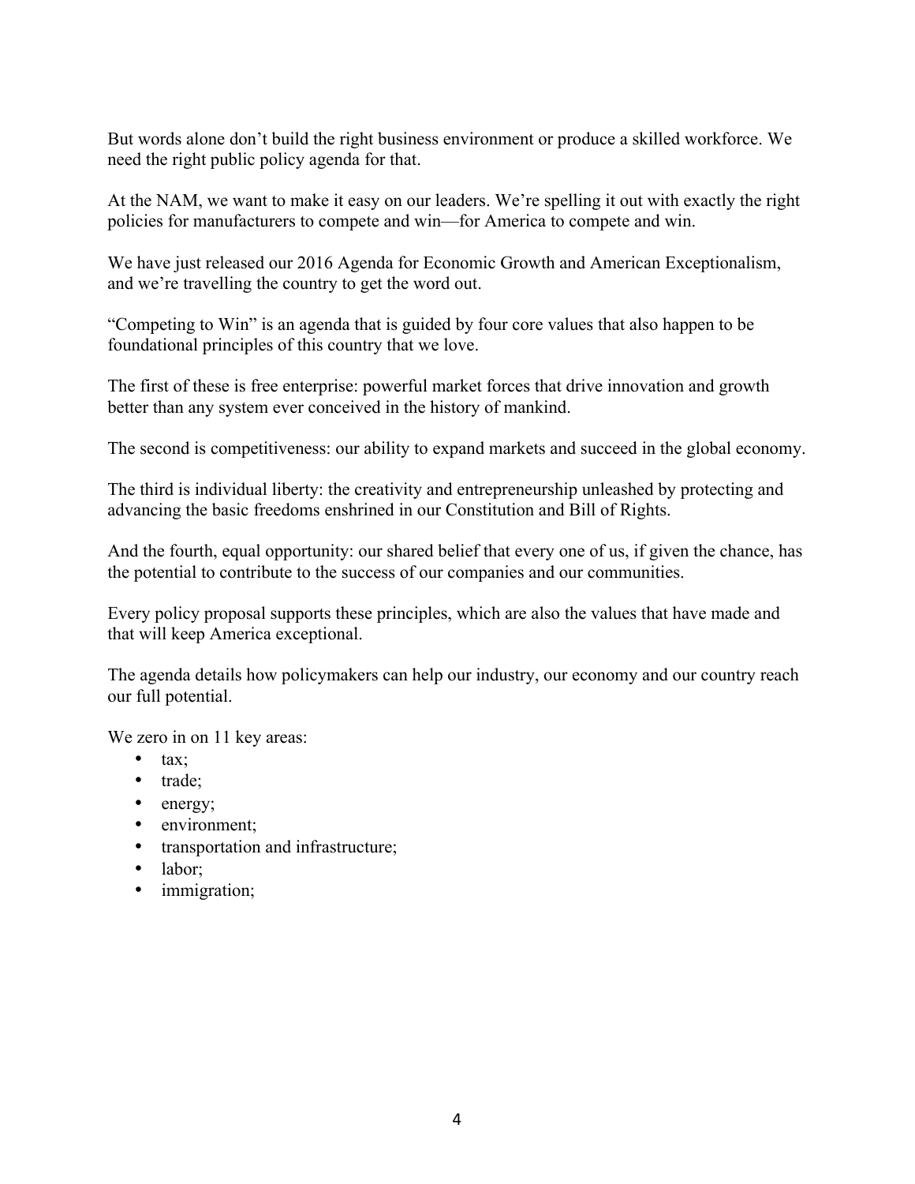But words alone don't build the right business environment or produce a skilled workforce. We need the right public policy agenda for that.

At the NAM, we want to make it easy on our leaders. We're spelling it out with exactly the right policies for manufacturers to compete and win—for America to compete and win.

We have just released our 2016 Agenda for Economic Growth and American Exceptionalism, and we're travelling the country to get the word out.

"Competing to Win" is an agenda that is guided by four core values that also happen to be foundational principles of this country that we love.

The first of these is free enterprise: powerful market forces that drive innovation and growth better than any system ever conceived in the history of mankind.

The second is competitiveness: our ability to expand markets and succeed in the global economy.

The third is individual liberty: the creativity and entrepreneurship unleashed by protecting and advancing the basic freedoms enshrined in our Constitution and Bill of Rights.

And the fourth, equal opportunity: our shared belief that every one of us, if given the chance, has the potential to contribute to the success of our companies and our communities.

Every policy proposal supports these principles, which are also the values that have made and that will keep America exceptional.

The agenda details how policymakers can help our industry, our economy and our country reach our full potential.

We zero in on 11 key areas:

- tax;
- trade;
- energy;
- environment;
- transportation and infrastructure;
- labor;
- immigration;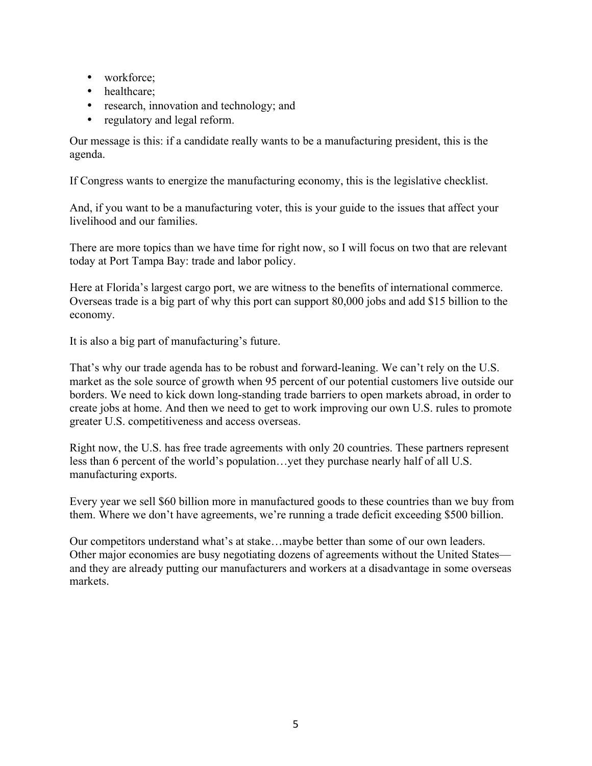- workforce;
- healthcare;
- research, innovation and technology; and
- regulatory and legal reform.

Our message is this: if a candidate really wants to be a manufacturing president, this is the agenda.

If Congress wants to energize the manufacturing economy, this is the legislative checklist.

And, if you want to be a manufacturing voter, this is your guide to the issues that affect your livelihood and our families.

There are more topics than we have time for right now, so I will focus on two that are relevant today at Port Tampa Bay: trade and labor policy.

Here at Florida's largest cargo port, we are witness to the benefits of international commerce. Overseas trade is a big part of why this port can support 80,000 jobs and add $15 billion to the economy.

It is also a big part of manufacturing's future.

That's why our trade agenda has to be robust and forward-leaning. We can't rely on the U.S. market as the sole source of growth when 95 percent of our potential customers live outside our borders. We need to kick down long-standing trade barriers to open markets abroad, in order to create jobs at home. And then we need to get to work improving our own U.S. rules to promote greater U.S. competitiveness and access overseas.

Right now, the U.S. has free trade agreements with only 20 countries. These partners represent less than 6 percent of the world's population…yet they purchase nearly half of all U.S. manufacturing exports.

Every year we sell $60 billion more in manufactured goods to these countries than we buy from them. Where we don't have agreements, we're running a trade deficit exceeding $500 billion.

Our competitors understand what's at stake…maybe better than some of our own leaders. Other major economies are busy negotiating dozens of agreements without the United States—and they are already putting our manufacturers and workers at a disadvantage in some overseas markets.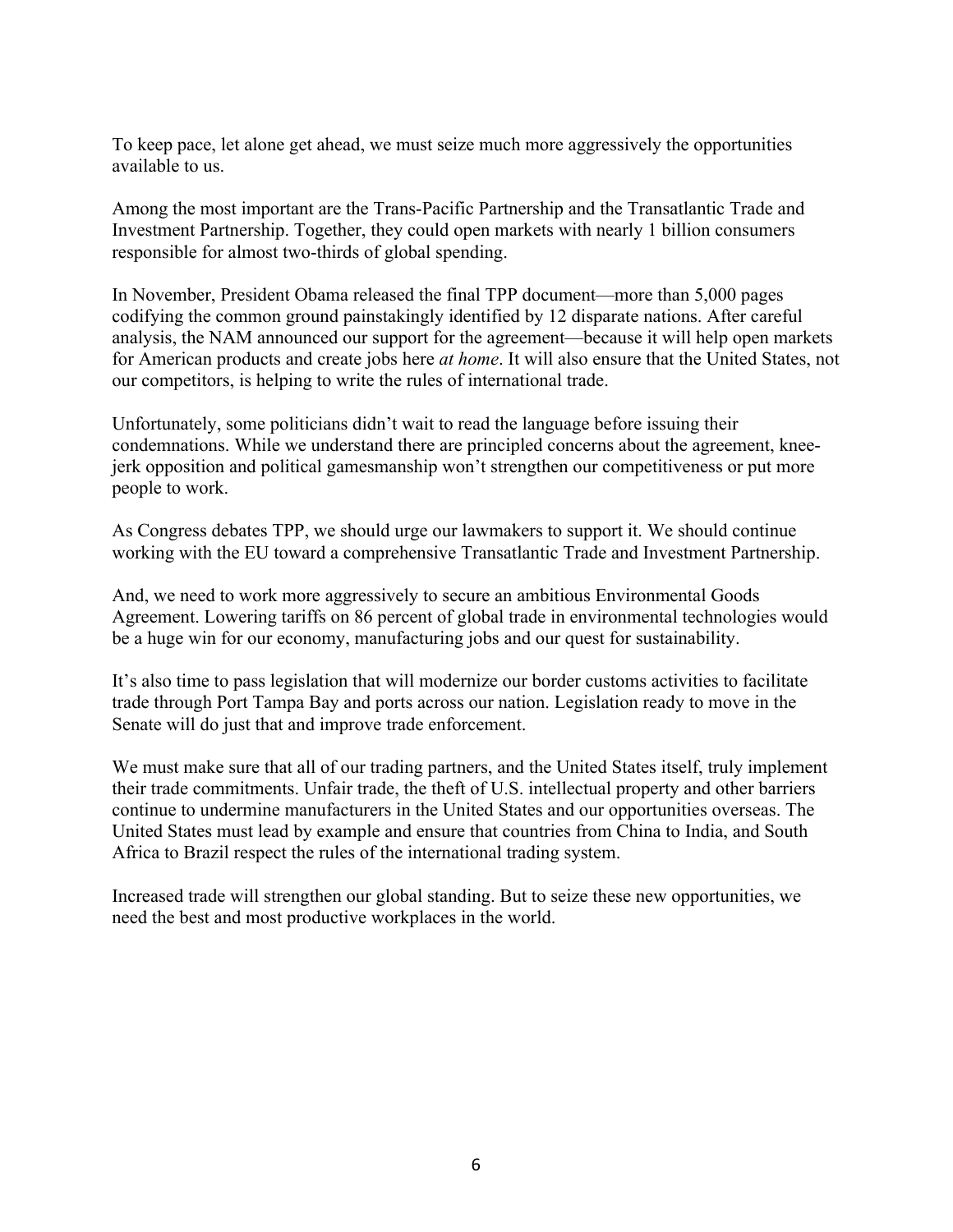To keep pace, let alone get ahead, we must seize much more aggressively the opportunities available to us.

Among the most important are the Trans-Pacific Partnership and the Transatlantic Trade and Investment Partnership. Together, they could open markets with nearly 1 billion consumers responsible for almost two-thirds of global spending.

In November, President Obama released the final TPP document—more than 5,000 pages codifying the common ground painstakingly identified by 12 disparate nations. After careful analysis, the NAM announced our support for the agreement—because it will help open markets for American products and create jobs here *at home*. It will also ensure that the United States, not our competitors, is helping to write the rules of international trade.

Unfortunately, some politicians didn't wait to read the language before issuing their condemnations. While we understand there are principled concerns about the agreement, knee-jerk opposition and political gamesmanship won't strengthen our competitiveness or put more people to work.

As Congress debates TPP, we should urge our lawmakers to support it. We should continue working with the EU toward a comprehensive Transatlantic Trade and Investment Partnership.

And, we need to work more aggressively to secure an ambitious Environmental Goods Agreement. Lowering tariffs on 86 percent of global trade in environmental technologies would be a huge win for our economy, manufacturing jobs and our quest for sustainability.

It's also time to pass legislation that will modernize our border customs activities to facilitate trade through Port Tampa Bay and ports across our nation. Legislation ready to move in the Senate will do just that and improve trade enforcement.

We must make sure that all of our trading partners, and the United States itself, truly implement their trade commitments. Unfair trade, the theft of U.S. intellectual property and other barriers continue to undermine manufacturers in the United States and our opportunities overseas. The United States must lead by example and ensure that countries from China to India, and South Africa to Brazil respect the rules of the international trading system.

Increased trade will strengthen our global standing. But to seize these new opportunities, we need the best and most productive workplaces in the world.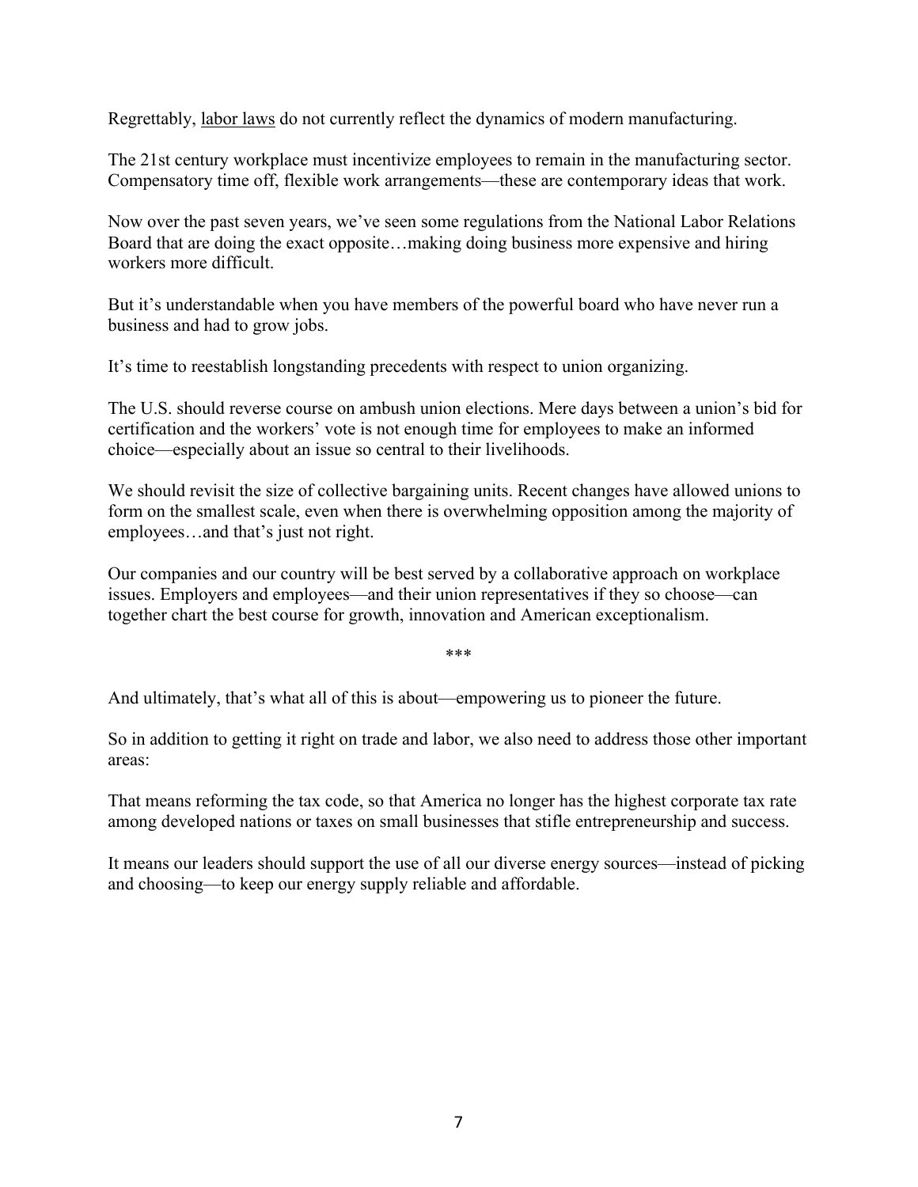Regrettably, labor laws do not currently reflect the dynamics of modern manufacturing.

The 21st century workplace must incentivize employees to remain in the manufacturing sector. Compensatory time off, flexible work arrangements—these are contemporary ideas that work.

Now over the past seven years, we've seen some regulations from the National Labor Relations Board that are doing the exact opposite…making doing business more expensive and hiring workers more difficult.

But it's understandable when you have members of the powerful board who have never run a business and had to grow jobs.

It's time to reestablish longstanding precedents with respect to union organizing.

The U.S. should reverse course on ambush union elections. Mere days between a union's bid for certification and the workers' vote is not enough time for employees to make an informed choice—especially about an issue so central to their livelihoods.

We should revisit the size of collective bargaining units. Recent changes have allowed unions to form on the smallest scale, even when there is overwhelming opposition among the majority of employees…and that's just not right.

Our companies and our country will be best served by a collaborative approach on workplace issues. Employers and employees—and their union representatives if they so choose—can together chart the best course for growth, innovation and American exceptionalism.

***

And ultimately, that's what all of this is about—empowering us to pioneer the future.

So in addition to getting it right on trade and labor, we also need to address those other important areas:

That means reforming the tax code, so that America no longer has the highest corporate tax rate among developed nations or taxes on small businesses that stifle entrepreneurship and success.

It means our leaders should support the use of all our diverse energy sources—instead of picking and choosing—to keep our energy supply reliable and affordable.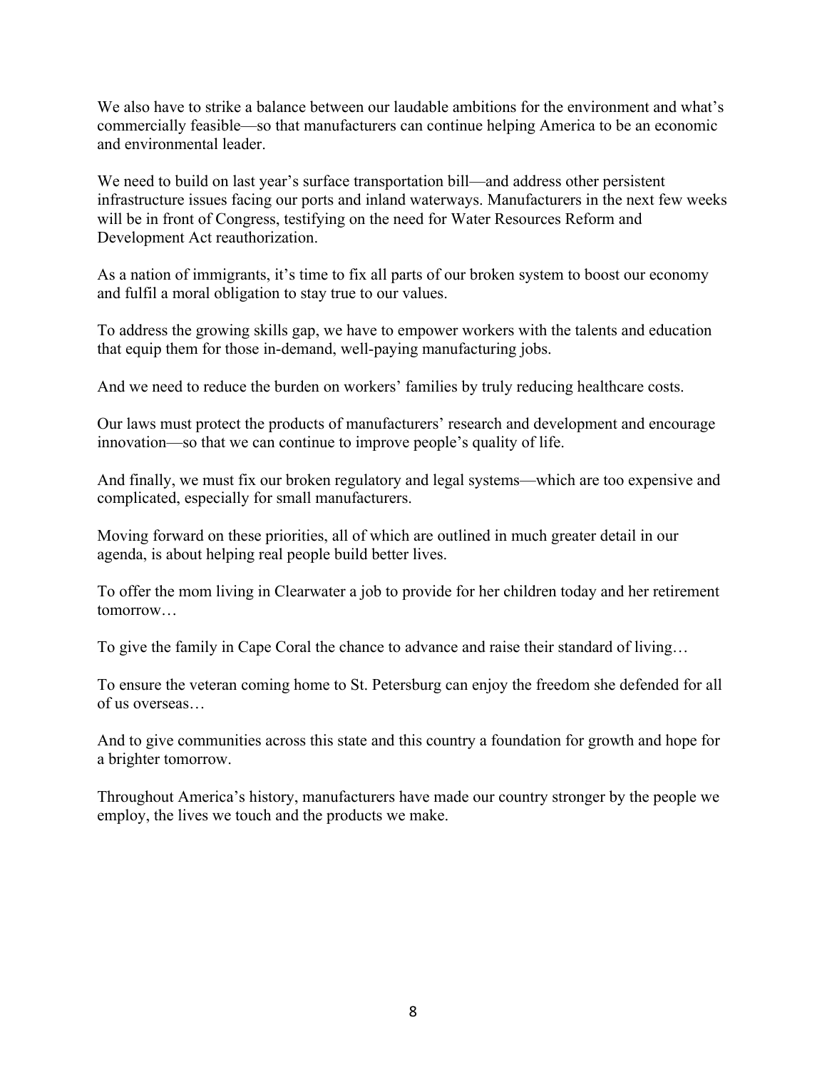We also have to strike a balance between our laudable ambitions for the environment and what's commercially feasible—so that manufacturers can continue helping America to be an economic and environmental leader.

We need to build on last year's surface transportation bill—and address other persistent infrastructure issues facing our ports and inland waterways. Manufacturers in the next few weeks will be in front of Congress, testifying on the need for Water Resources Reform and Development Act reauthorization.

As a nation of immigrants, it's time to fix all parts of our broken system to boost our economy and fulfil a moral obligation to stay true to our values.

To address the growing skills gap, we have to empower workers with the talents and education that equip them for those in-demand, well-paying manufacturing jobs.

And we need to reduce the burden on workers' families by truly reducing healthcare costs.

Our laws must protect the products of manufacturers' research and development and encourage innovation—so that we can continue to improve people's quality of life.

And finally, we must fix our broken regulatory and legal systems—which are too expensive and complicated, especially for small manufacturers.

Moving forward on these priorities, all of which are outlined in much greater detail in our agenda, is about helping real people build better lives.

To offer the mom living in Clearwater a job to provide for her children today and her retirement tomorrow…

To give the family in Cape Coral the chance to advance and raise their standard of living…

To ensure the veteran coming home to St. Petersburg can enjoy the freedom she defended for all of us overseas…

And to give communities across this state and this country a foundation for growth and hope for a brighter tomorrow.

Throughout America's history, manufacturers have made our country stronger by the people we employ, the lives we touch and the products we make.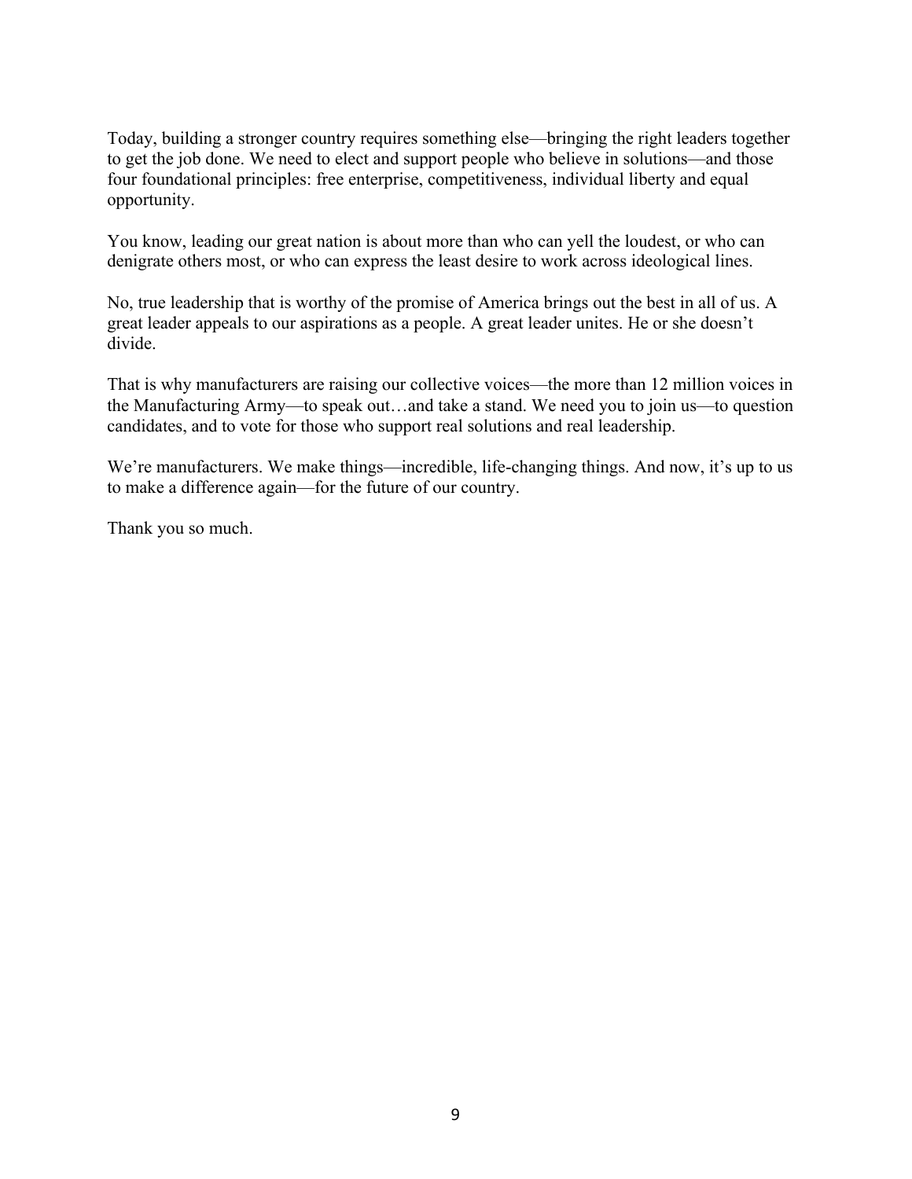Today, building a stronger country requires something else—bringing the right leaders together to get the job done. We need to elect and support people who believe in solutions—and those four foundational principles: free enterprise, competitiveness, individual liberty and equal opportunity.

You know, leading our great nation is about more than who can yell the loudest, or who can denigrate others most, or who can express the least desire to work across ideological lines.

No, true leadership that is worthy of the promise of America brings out the best in all of us. A great leader appeals to our aspirations as a people. A great leader unites. He or she doesn't divide.

That is why manufacturers are raising our collective voices—the more than 12 million voices in the Manufacturing Army—to speak out…and take a stand. We need you to join us—to question candidates, and to vote for those who support real solutions and real leadership.

We're manufacturers. We make things—incredible, life-changing things. And now, it's up to us to make a difference again—for the future of our country.

Thank you so much.